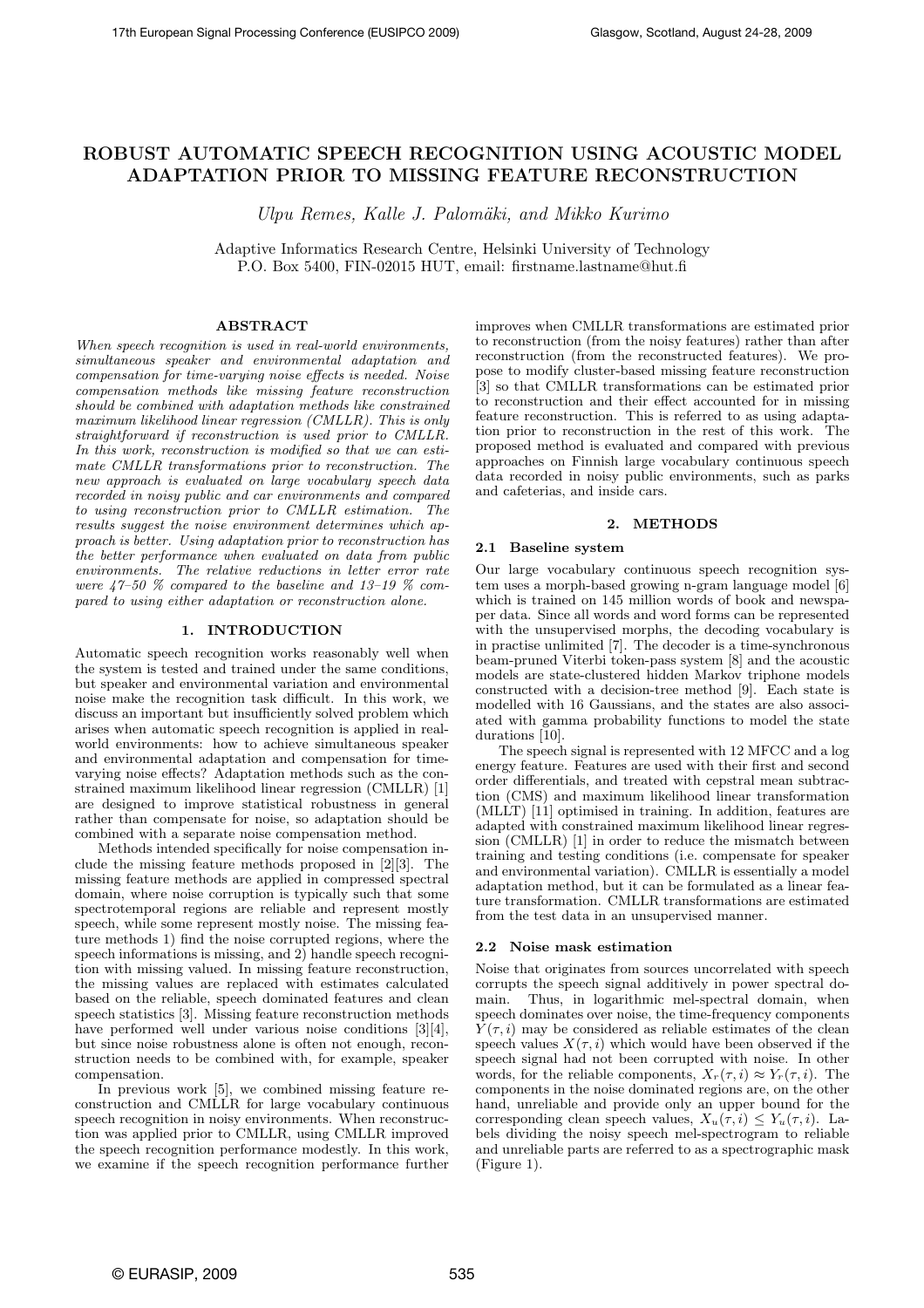# ROBUST AUTOMATIC SPEECH RECOGNITION USING ACOUSTIC MODEL ADAPTATION PRIOR TO MISSING FEATURE RECONSTRUCTION

*Ulpu Remes, Kalle J. Palomäki, and Mikko Kurimo*

Adaptive Informatics Research Centre, Helsinki University of Technology
P.O. Box 5400, FIN-02015 HUT, email: firstname.lastname@hut.fi

## ABSTRACT

*When speech recognition is used in real-world environments, simultaneous speaker and environmental adaptation and compensation for time-varying noise effects is needed. Noise compensation methods like missing feature reconstruction should be combined with adaptation methods like constrained maximum likelihood linear regression (CMLLR). This is only straightforward if reconstruction is used prior to CMLLR. In this work, reconstruction is modified so that we can estimate CMLLR transformations prior to reconstruction. The new approach is evaluated on large vocabulary speech data recorded in noisy public and car environments and compared to using reconstruction prior to CMLLR estimation. The results suggest the noise environment determines which approach is better. Using adaptation prior to reconstruction has the better performance when evaluated on data from public environments. The relative reductions in letter error rate were 47–50 % compared to the baseline and 13–19 % compared to using either adaptation or reconstruction alone.*

## 1. INTRODUCTION

Automatic speech recognition works reasonably well when the system is tested and trained under the same conditions, but speaker and environmental variation and environmental noise make the recognition task difficult. In this work, we discuss an important but insufficiently solved problem which arises when automatic speech recognition is applied in real-world environments: how to achieve simultaneous speaker and environmental adaptation and compensation for time-varying noise effects? Adaptation methods such as the constrained maximum likelihood linear regression (CMLLR) [1] are designed to improve statistical robustness in general rather than compensate for noise, so adaptation should be combined with a separate noise compensation method.

Methods intended specifically for noise compensation include the missing feature methods proposed in [2][3]. The missing feature methods are applied in compressed spectral domain, where noise corruption is typically such that some spectrotemporal regions are reliable and represent mostly speech, while some represent mostly noise. The missing feature methods 1) find the noise corrupted regions, where the speech informations is missing, and 2) handle speech recognition with missing valued. In missing feature reconstruction, the missing values are replaced with estimates calculated based on the reliable, speech dominated features and clean speech statistics [3]. Missing feature reconstruction methods have performed well under various noise conditions [3][4], but since noise robustness alone is often not enough, reconstruction needs to be combined with, for example, speaker compensation.

In previous work [5], we combined missing feature reconstruction and CMLLR for large vocabulary continuous speech recognition in noisy environments. When reconstruction was applied prior to CMLLR, using CMLLR improved the speech recognition performance modestly. In this work, we examine if the speech recognition performance further improves when CMLLR transformations are estimated prior to reconstruction (from the noisy features) rather than after reconstruction (from the reconstructed features). We propose to modify cluster-based missing feature reconstruction [3] so that CMLLR transformations can be estimated prior to reconstruction and their effect accounted for in missing feature reconstruction. This is referred to as using adaptation prior to reconstruction in the rest of this work. The proposed method is evaluated and compared with previous approaches on Finnish large vocabulary continuous speech data recorded in noisy public environments, such as parks and cafeterias, and inside cars.

## 2. METHODS

### 2.1 Baseline system

Our large vocabulary continuous speech recognition system uses a morph-based growing n-gram language model [6] which is trained on 145 million words of book and newspaper data. Since all words and word forms can be represented with the unsupervised morphs, the decoding vocabulary is in practise unlimited [7]. The decoder is a time-synchronous beam-pruned Viterbi token-pass system [8] and the acoustic models are state-clustered hidden Markov triphone models constructed with a decision-tree method [9]. Each state is modelled with 16 Gaussians, and the states are also associated with gamma probability functions to model the state durations [10].

The speech signal is represented with 12 MFCC and a log energy feature. Features are used with their first and second order differentials, and treated with cepstral mean subtraction (CMS) and maximum likelihood linear transformation (MLLT) [11] optimised in training. In addition, features are adapted with constrained maximum likelihood linear regression (CMLLR) [1] in order to reduce the mismatch between training and testing conditions (i.e. compensate for speaker and environmental variation). CMLLR is essentially a model adaptation method, but it can be formulated as a linear feature transformation. CMLLR transformations are estimated from the test data in an unsupervised manner.

### 2.2 Noise mask estimation

Noise that originates from sources uncorrelated with speech corrupts the speech signal additively in power spectral domain. Thus, in logarithmic mel-spectral domain, when speech dominates over noise, the time-frequency components $Y(\tau,i)$ may be considered as reliable estimates of the clean speech values $X(\tau,i)$ which would have been observed if the speech signal had not been corrupted with noise. In other words, for the reliable components, $X_r(\tau,i) \approx Y_r(\tau,i)$. The components in the noise dominated regions are, on the other hand, unreliable and provide only an upper bound for the corresponding clean speech values, $X_u(\tau,i) \leq Y_u(\tau,i)$. Labels dividing the noisy speech mel-spectrogram to reliable and unreliable parts are referred to as a spectrographic mask (Figure 1).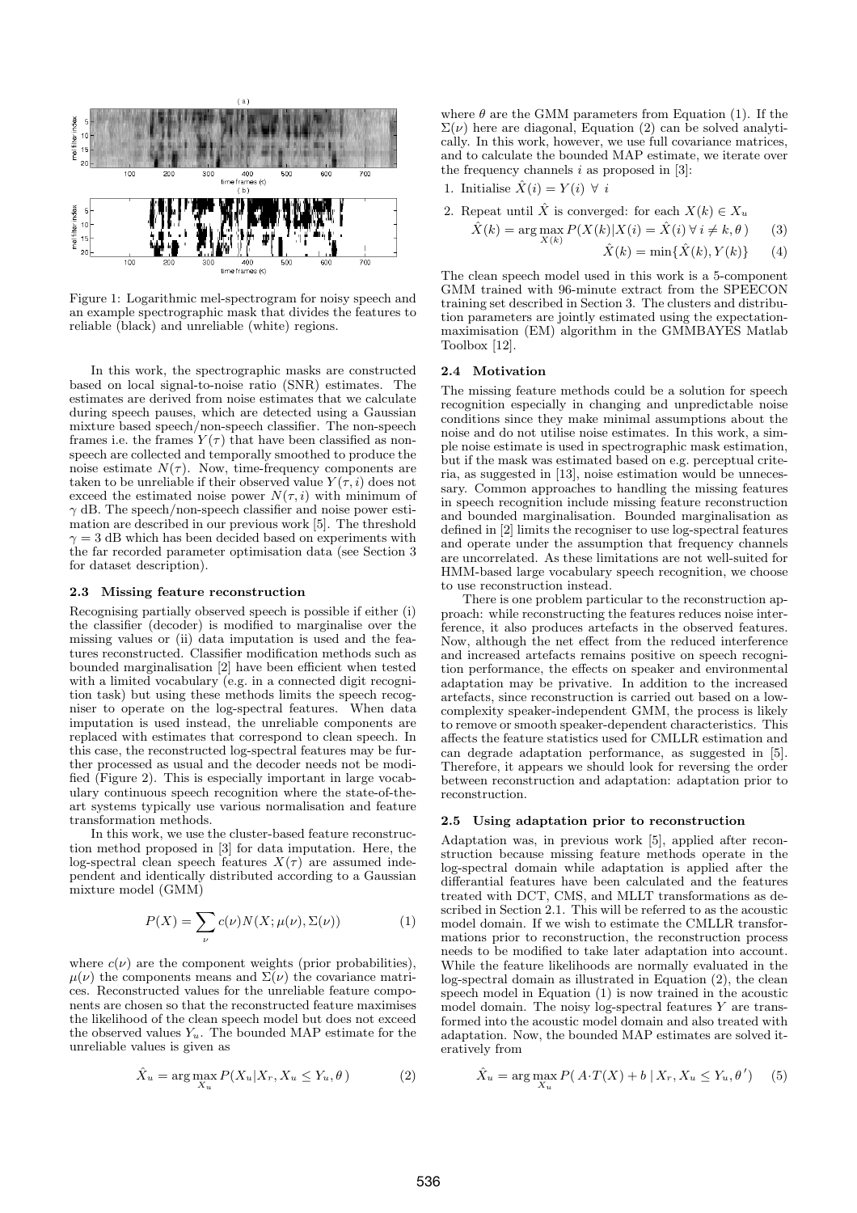Figure 1: Logarithmic mel-spectrogram for noisy speech and an example spectrographic mask that divides the features to reliable (black) and unreliable (white) regions.

In this work, the spectrographic masks are constructed based on local signal-to-noise ratio (SNR) estimates. The estimates are derived from noise estimates that we calculate during speech pauses, which are detected using a Gaussian mixture based speech/non-speech classifier. The non-speech frames i.e. the frames $Y(\tau)$ that have been classified as non-speech are collected and temporally smoothed to produce the noise estimate $N(\tau)$. Now, time-frequency components are taken to be unreliable if their observed value $Y(\tau, i)$ does not exceed the estimated noise power $N(\tau, i)$ with minimum of $\gamma$ dB. The speech/non-speech classifier and noise power estimation are described in our previous work [5]. The threshold $\gamma = 3$ dB which has been decided based on experiments with the far recorded parameter optimisation data (see Section 3 for dataset description).

### 2.3 Missing feature reconstruction

Recognising partially observed speech is possible if either (i) the classifier (decoder) is modified to marginalise over the missing values or (ii) data imputation is used and the features reconstructed. Classifier modification methods such as bounded marginalisation [2] have been efficient when tested with a limited vocabulary (e.g. in a connected digit recognition task) but using these methods limits the speech recogniser to operate on the log-spectral features. When data imputation is used instead, the unreliable components are replaced with estimates that correspond to clean speech. In this case, the reconstructed log-spectral features may be further processed as usual and the decoder needs not be modified (Figure 2). This is especially important in large vocabulary continuous speech recognition where the state-of-the-art systems typically use various normalisation and feature transformation methods.

In this work, we use the cluster-based feature reconstruction method proposed in [3] for data imputation. Here, the log-spectral clean speech features $X(\tau)$ are assumed independent and identically distributed according to a Gaussian mixture model (GMM)

$$P(X) = \sum_{\nu} c(\nu) N(X; \mu(\nu), \Sigma(\nu)) \tag{1}$$

where $c(\nu)$ are the component weights (prior probabilities), $\mu(\nu)$ the components means and $\Sigma(\nu)$ the covariance matrices. Reconstructed values for the unreliable feature components are chosen so that the reconstructed feature maximises the likelihood of the clean speech model but does not exceed the observed values $Y_u$. The bounded MAP estimate for the unreliable values is given as

$$\hat{X}_u = \arg\max_{X_u} P(X_u | X_r, X_u \leq Y_u, \theta) \tag{2}$$

where $\theta$ are the GMM parameters from Equation (1). If the $\Sigma(\nu)$ here are diagonal, Equation (2) can be solved analytically. In this work, however, we use full covariance matrices, and to calculate the bounded MAP estimate, we iterate over the frequency channels $i$ as proposed in [3]:

1. Initialise $\hat{X}(i) = Y(i) \ \forall \ i$
2. Repeat until $\hat{X}$ is converged: for each $X(k) \in X_u$

$$\hat{X}(k) = \arg\max_{X(k)} P(X(k) | X(i) = \hat{X}(i) \, \forall \, i \neq k, \theta) \tag{3}$$

$$\hat{X}(k) = \min\{\hat{X}(k), Y(k)\} \tag{4}$$

The clean speech model used in this work is a 5-component GMM trained with 96-minute extract from the SPEECON training set described in Section 3. The clusters and distribution parameters are jointly estimated using the expectation-maximisation (EM) algorithm in the GMMBAYES Matlab Toolbox [12].

### 2.4 Motivation

The missing feature methods could be a solution for speech recognition especially in changing and unpredictable noise conditions since they make minimal assumptions about the noise and do not utilise noise estimates. In this work, a simple noise estimate is used in spectrographic mask estimation, but if the mask was estimated based on e.g. perceptual criteria, as suggested in [13], noise estimation would be unnecessary. Common approaches to handling the missing features in speech recognition include missing feature reconstruction and bounded marginalisation. Bounded marginalisation as defined in [2] limits the recogniser to use log-spectral features and operate under the assumption that frequency channels are uncorrelated. As these limitations are not well-suited for HMM-based large vocabulary speech recognition, we choose to use reconstruction instead.

There is one problem particular to the reconstruction approach: while reconstructing the features reduces noise interference, it also produces artefacts in the observed features. Now, although the net effect from the reduced interference and increased artefacts remains positive on speech recognition performance, the effects on speaker and environmental adaptation may be privative. In addition to the increased artefacts, since reconstruction is carried out based on a low-complexity speaker-independent GMM, the process is likely to remove or smooth speaker-dependent characteristics. This affects the feature statistics used for CMLLR estimation and can degrade adaptation performance, as suggested in [5]. Therefore, it appears we should look for reversing the order between reconstruction and adaptation: adaptation prior to reconstruction.

### 2.5 Using adaptation prior to reconstruction

Adaptation was, in previous work [5], applied after reconstruction because missing feature methods operate in the log-spectral domain while adaptation is applied after the differantial features have been calculated and the features treated with DCT, CMS, and MLLT transformations as described in Section 2.1. This will be referred to as the acoustic model domain. If we wish to estimate the CMLLR transformations prior to reconstruction, the reconstruction process needs to be modified to take later adaptation into account. While the feature likelihoods are normally evaluated in the log-spectral domain as illustrated in Equation (2), the clean speech model in Equation (1) is now trained in the acoustic model domain. The noisy log-spectral features $Y$ are transformed into the acoustic model domain and also treated with adaptation. Now, the bounded MAP estimates are solved iteratively from

$$\hat{X}_u = \arg\max_{X_u} P(\, A \cdot T(X) + b \,|\, X_r, X_u \leq Y_u, \theta') \tag{5}$$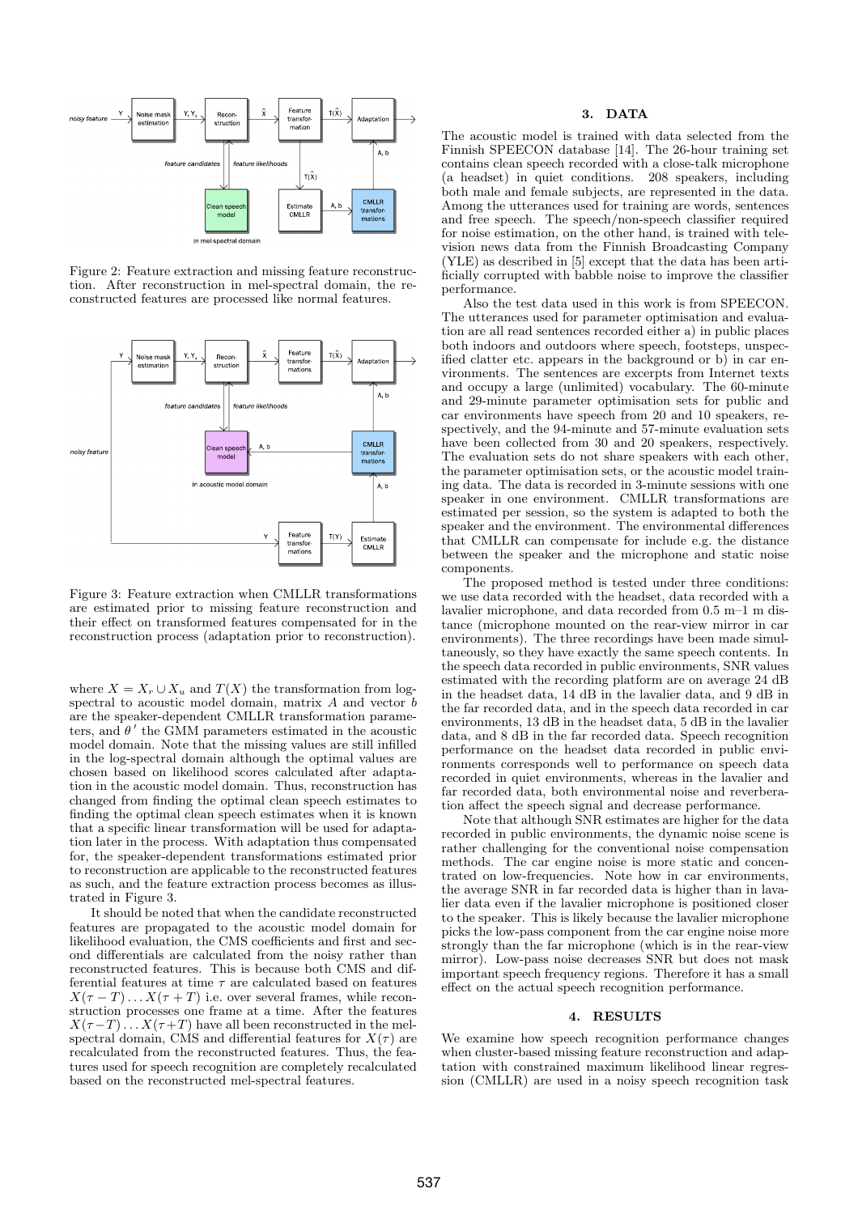Figure 2: Feature extraction and missing feature reconstruction. After reconstruction in mel-spectral domain, the reconstructed features are processed like normal features.

Figure 3: Feature extraction when CMLLR transformations are estimated prior to missing feature reconstruction and their effect on transformed features compensated for in the reconstruction process (adaptation prior to reconstruction).

where $X = X_r \cup X_u$ and $T(X)$ the transformation from log-spectral to acoustic model domain, matrix $A$ and vector $b$ are the speaker-dependent CMLLR transformation parameters, and $\theta'$ the GMM parameters estimated in the acoustic model domain. Note that the missing values are still infilled in the log-spectral domain although the optimal values are chosen based on likelihood scores calculated after adaptation in the acoustic model domain. Thus, reconstruction has changed from finding the optimal clean speech estimates to finding the optimal clean speech estimates when it is known that a specific linear transformation will be used for adaptation later in the process. With adaptation thus compensated for, the speaker-dependent transformations estimated prior to reconstruction are applicable to the reconstructed features as such, and the feature extraction process becomes as illustrated in Figure 3.

It should be noted that when the candidate reconstructed features are propagated to the acoustic model domain for likelihood evaluation, the CMS coefficients and first and second differentials are calculated from the noisy rather than reconstructed features. This is because both CMS and differential features at time $\tau$ are calculated based on features $X(\tau - T) \ldots X(\tau + T)$ i.e. over several frames, while reconstruction processes one frame at a time. After the features $X(\tau - T) \ldots X(\tau + T)$ have all been reconstructed in the mel-spectral domain, CMS and differential features for $X(\tau)$ are recalculated from the reconstructed features. Thus, the features used for speech recognition are completely recalculated based on the reconstructed mel-spectral features.

## 3. DATA

The acoustic model is trained with data selected from the Finnish SPEECON database [14]. The 26-hour training set contains clean speech recorded with a close-talk microphone (a headset) in quiet conditions. 208 speakers, including both male and female subjects, are represented in the data. Among the utterances used for training are words, sentences and free speech. The speech/non-speech classifier required for noise estimation, on the other hand, is trained with television news data from the Finnish Broadcasting Company (YLE) as described in [5] except that the data has been artificially corrupted with babble noise to improve the classifier performance.

Also the test data used in this work is from SPEECON. The utterances used for parameter optimisation and evaluation are all read sentences recorded either a) in public places both indoors and outdoors where speech, footsteps, unspecified clatter etc. appears in the background or b) in car environments. The sentences are excerpts from Internet texts and occupy a large (unlimited) vocabulary. The 60-minute and 29-minute parameter optimisation sets for public and car environments have speech from 20 and 10 speakers, respectively, and the 94-minute and 57-minute evaluation sets have been collected from 30 and 20 speakers, respectively. The evaluation sets do not share speakers with each other, the parameter optimisation sets, or the acoustic model training data. The data is recorded in 3-minute sessions with one speaker in one environment. CMLLR transformations are estimated per session, so the system is adapted to both the speaker and the environment. The environmental differences that CMLLR can compensate for include e.g. the distance between the speaker and the microphone and static noise components.

The proposed method is tested under three conditions: we use data recorded with the headset, data recorded with a lavalier microphone, and data recorded from 0.5 m–1 m distance (microphone mounted on the rear-view mirror in car environments). The three recordings have been made simultaneously, so they have exactly the same speech contents. In the speech data recorded in public environments, SNR values estimated with the recording platform are on average 24 dB in the headset data, 14 dB in the lavalier data, and 9 dB in the far recorded data, and in the speech data recorded in car environments, 13 dB in the headset data, 5 dB in the lavalier data, and 8 dB in the far recorded data. Speech recognition performance on the headset data recorded in public environments corresponds well to performance on speech data recorded in quiet environments, whereas in the lavalier and far recorded data, both environmental noise and reverberation affect the speech signal and decrease performance.

Note that although SNR estimates are higher for the data recorded in public environments, the dynamic noise scene is rather challenging for the conventional noise compensation methods. The car engine noise is more static and concentrated on low-frequencies. Note how in car environments, the average SNR in far recorded data is higher than in lavalier data even if the lavalier microphone is positioned closer to the speaker. This is likely because the lavalier microphone picks the low-pass component from the car engine noise more strongly than the far microphone (which is in the rear-view mirror). Low-pass noise decreases SNR but does not mask important speech frequency regions. Therefore it has a small effect on the actual speech recognition performance.

## 4. RESULTS

We examine how speech recognition performance changes when cluster-based missing feature reconstruction and adaptation with constrained maximum likelihood linear regression (CMLLR) are used in a noisy speech recognition task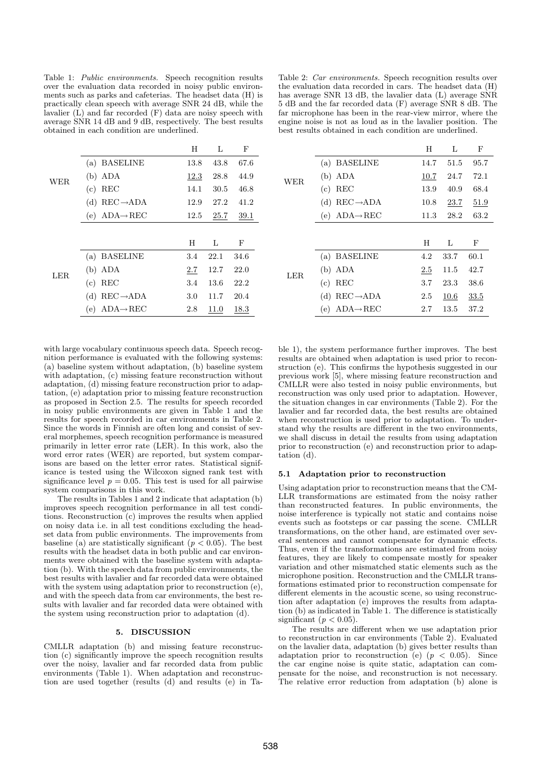Table 1: *Public environments.* Speech recognition results over the evaluation data recorded in noisy public environments such as parks and cafeterias. The headset data (H) is practically clean speech with average SNR 24 dB, while the lavalier (L) and far recorded (F) data are noisy speech with average SNR 14 dB and 9 dB, respectively. The best results obtained in each condition are underlined.

| | | H | L | F |
|---|---|---|---|---|
| WER | (a) BASELINE | 13.8 | 43.8 | 67.6 |
| | (b) ADA | <u>12.3</u> | 28.8 | 44.9 |
| | (c) REC | 14.1 | 30.5 | 46.8 |
| | (d) REC→ADA | 12.9 | 27.2 | 41.2 |
| | (e) ADA→REC | 12.5 | <u>25.7</u> | <u>39.1</u> |
| | | H | L | F |
| LER | (a) BASELINE | 3.4 | 22.1 | 34.6 |
| | (b) ADA | <u>2.7</u> | 12.7 | 22.0 |
| | (c) REC | 3.4 | 13.6 | 22.2 |
| | (d) REC→ADA | 3.0 | 11.7 | 20.4 |
| | (e) ADA→REC | 2.8 | <u>11.0</u> | <u>18.3</u> |

Table 2: *Car environments.* Speech recognition results over the evaluation data recorded in cars. The headset data (H) has average SNR 13 dB, the lavalier data (L) average SNR 5 dB and the far recorded data (F) average SNR 8 dB. The far microphone has been in the rear-view mirror, where the engine noise is not as loud as in the lavalier position. The best results obtained in each condition are underlined.

| | | H | L | F |
|---|---|---|---|---|
| WER | (a) BASELINE | 14.7 | 51.5 | 95.7 |
| | (b) ADA | <u>10.7</u> | 24.7 | 72.1 |
| | (c) REC | 13.9 | 40.9 | 68.4 |
| | (d) REC→ADA | 10.8 | <u>23.7</u> | <u>51.9</u> |
| | (e) ADA→REC | 11.3 | 28.2 | 63.2 |
| | | H | L | F |
| LER | (a) BASELINE | 4.2 | 33.7 | 60.1 |
| | (b) ADA | <u>2.5</u> | 11.5 | 42.7 |
| | (c) REC | 3.7 | 23.3 | 38.6 |
| | (d) REC→ADA | 2.5 | <u>10.6</u> | <u>33.5</u> |
| | (e) ADA→REC | 2.7 | 13.5 | 37.2 |

with large vocabulary continuous speech data. Speech recognition performance is evaluated with the following systems: (a) baseline system without adaptation, (b) baseline system with adaptation, (c) missing feature reconstruction without adaptation, (d) missing feature reconstruction prior to adaptation, (e) adaptation prior to missing feature reconstruction as proposed in Section 2.5. The results for speech recorded in noisy public environments are given in Table 1 and the results for speech recorded in car environments in Table 2. Since the words in Finnish are often long and consist of several morphemes, speech recognition performance is measured primarily in letter error rate (LER). In this work, also the word error rates (WER) are reported, but system comparisons are based on the letter error rates. Statistical significance is tested using the Wilcoxon signed rank test with significance level $p = 0.05$. This test is used for all pairwise system comparisons in this work.

The results in Tables 1 and 2 indicate that adaptation (b) improves speech recognition performance in all test conditions. Reconstruction (c) improves the results when applied on noisy data i.e. in all test conditions excluding the headset data from public environments. The improvements from baseline (a) are statistically significant ($p < 0.05$). The best results with the headset data in both public and car environments were obtained with the baseline system with adaptation (b). With the speech data from public environments, the best results with lavalier and far recorded data were obtained with the system using adaptation prior to reconstruction (e), and with the speech data from car environments, the best results with lavalier and far recorded data were obtained with the system using reconstruction prior to adaptation (d).

## 5. DISCUSSION

CMLLR adaptation (b) and missing feature reconstruction (c) significantly improve the speech recognition results over the noisy, lavalier and far recorded data from public environments (Table 1). When adaptation and reconstruction are used together (results (d) and results (e) in Table 1), the system performance further improves. The best results are obtained when adaptation is used prior to reconstruction (e). This confirms the hypothesis suggested in our previous work [5], where missing feature reconstruction and CMLLR were also tested in noisy public environments, but reconstruction was only used prior to adaptation. However, the situation changes in car environments (Table 2). For the lavalier and far recorded data, the best results are obtained when reconstruction is used prior to adaptation. To understand why the results are different in the two environments, we shall discuss in detail the results from using adaptation prior to reconstruction (e) and reconstruction prior to adaptation (d).

### 5.1 Adaptation prior to reconstruction

Using adaptation prior to reconstruction means that the CMLLR transformations are estimated from the noisy rather than reconstructed features. In public environments, the noise interference is typically not static and contains noise events such as footsteps or car passing the scene. CMLLR transformations, on the other hand, are estimated over several sentences and cannot compensate for dynamic effects. Thus, even if the transformations are estimated from noisy features, they are likely to compensate mostly for speaker variation and other mismatched static elements such as the microphone position. Reconstruction and the CMLLR transformations estimated prior to reconstruction compensate for different elements in the acoustic scene, so using reconstruction after adaptation (e) improves the results from adaptation (b) as indicated in Table 1. The difference is statistically significant ($p < 0.05$).

The results are different when we use adaptation prior to reconstruction in car environments (Table 2). Evaluated on the lavalier data, adaptation (b) gives better results than adaptation prior to reconstruction (e) ($p < 0.05$). Since the car engine noise is quite static, adaptation can compensate for the noise, and reconstruction is not necessary. The relative error reduction from adaptation (b) alone is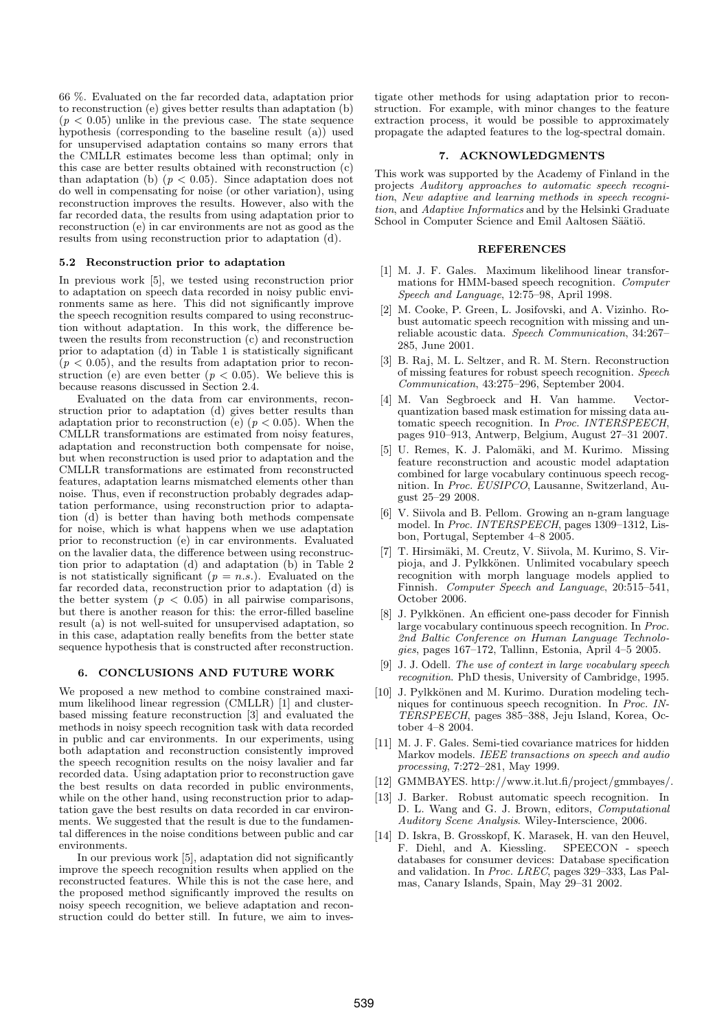66 %. Evaluated on the far recorded data, adaptation prior to reconstruction (e) gives better results than adaptation (b) ($p < 0.05$) unlike in the previous case. The state sequence hypothesis (corresponding to the baseline result (a)) used for unsupervised adaptation contains so many errors that the CMLLR estimates become less than optimal; only in this case are better results obtained with reconstruction (c) than adaptation (b) ($p < 0.05$). Since adaptation does not do well in compensating for noise (or other variation), using reconstruction improves the results. However, also with the far recorded data, the results from using adaptation prior to reconstruction (e) in car environments are not as good as the results from using reconstruction prior to adaptation (d).

### 5.2 Reconstruction prior to adaptation

In previous work [5], we tested using reconstruction prior to adaptation on speech data recorded in noisy public environments same as here. This did not significantly improve the speech recognition results compared to using reconstruction without adaptation. In this work, the difference between the results from reconstruction (c) and reconstruction prior to adaptation (d) in Table 1 is statistically significant ($p < 0.05$), and the results from adaptation prior to reconstruction (e) are even better ($p < 0.05$). We believe this is because reasons discussed in Section 2.4.

Evaluated on the data from car environments, reconstruction prior to adaptation (d) gives better results than adaptation prior to reconstruction (e) ($p < 0.05$). When the CMLLR transformations are estimated from noisy features, adaptation and reconstruction both compensate for noise, but when reconstruction is used prior to adaptation and the CMLLR transformations are estimated from reconstructed features, adaptation learns mismatched elements other than noise. Thus, even if reconstruction probably degrades adaptation performance, using reconstruction prior to adaptation (d) is better than having both methods compensate for noise, which is what happens when we use adaptation prior to reconstruction (e) in car environments. Evaluated on the lavalier data, the difference between using reconstruction prior to adaptation (d) and adaptation (b) in Table 2 is not statistically significant ($p = n.s.$). Evaluated on the far recorded data, reconstruction prior to adaptation (d) is the better system ($p < 0.05$) in all pairwise comparisons, but there is another reason for this: the error-filled baseline result (a) is not well-suited for unsupervised adaptation, so in this case, adaptation really benefits from the better state sequence hypothesis that is constructed after reconstruction.

## 6. CONCLUSIONS AND FUTURE WORK

We proposed a new method to combine constrained maximum likelihood linear regression (CMLLR) [1] and cluster-based missing feature reconstruction [3] and evaluated the methods in noisy speech recognition task with data recorded in public and car environments. In our experiments, using both adaptation and reconstruction consistently improved the speech recognition results on the noisy lavalier and far recorded data. Using adaptation prior to reconstruction gave the best results on data recorded in public environments, while on the other hand, using reconstruction prior to adaptation gave the best results on data recorded in car environments. We suggested that the result is due to the fundamental differences in the noise conditions between public and car environments.

In our previous work [5], adaptation did not significantly improve the speech recognition results when applied on the reconstructed features. While this is not the case here, and the proposed method significantly improved the results on noisy speech recognition, we believe adaptation and reconstruction could do better still. In future, we aim to investigate other methods for using adaptation prior to reconstruction. For example, with minor changes to the feature extraction process, it would be possible to approximately propagate the adapted features to the log-spectral domain.

## 7. ACKNOWLEDGMENTS

This work was supported by the Academy of Finland in the projects *Auditory approaches to automatic speech recognition*, *New adaptive and learning methods in speech recognition*, and *Adaptive Informatics* and by the Helsinki Graduate School in Computer Science and Emil Aaltosen Säätiö.

## REFERENCES

[1] M. J. F. Gales. Maximum likelihood linear transformations for HMM-based speech recognition. *Computer Speech and Language*, 12:75–98, April 1998.

[2] M. Cooke, P. Green, L. Josifovski, and A. Vizinho. Robust automatic speech recognition with missing and unreliable acoustic data. *Speech Communication*, 34:267–285, June 2001.

[3] B. Raj, M. L. Seltzer, and R. M. Stern. Reconstruction of missing features for robust speech recognition. *Speech Communication*, 43:275–296, September 2004.

[4] M. Van Segbroeck and H. Van hamme. Vector-quantization based mask estimation for missing data automatic speech recognition. In *Proc. INTERSPEECH*, pages 910–913, Antwerp, Belgium, August 27–31 2007.

[5] U. Remes, K. J. Palomäki, and M. Kurimo. Missing feature reconstruction and acoustic model adaptation combined for large vocabulary continuous speech recognition. In *Proc. EUSIPCO*, Lausanne, Switzerland, August 25–29 2008.

[6] V. Siivola and B. Pellom. Growing an n-gram language model. In *Proc. INTERSPEECH*, pages 1309–1312, Lisbon, Portugal, September 4–8 2005.

[7] T. Hirsimäki, M. Creutz, V. Siivola, M. Kurimo, S. Virpioja, and J. Pylkkönen. Unlimited vocabulary speech recognition with morph language models applied to Finnish. *Computer Speech and Language*, 20:515–541, October 2006.

[8] J. Pylkkönen. An efficient one-pass decoder for Finnish large vocabulary continuous speech recognition. In *Proc. 2nd Baltic Conference on Human Language Technologies*, pages 167–172, Tallinn, Estonia, April 4–5 2005.

[9] J. J. Odell. *The use of context in large vocabulary speech recognition*. PhD thesis, University of Cambridge, 1995.

[10] J. Pylkkönen and M. Kurimo. Duration modeling techniques for continuous speech recognition. In *Proc. INTERSPEECH*, pages 385–388, Jeju Island, Korea, October 4–8 2004.

[11] M. J. F. Gales. Semi-tied covariance matrices for hidden Markov models. *IEEE transactions on speech and audio processing*, 7:272–281, May 1999.

[12] GMMBAYES. http://www.it.lut.fi/project/gmmbayes/.

[13] J. Barker. Robust automatic speech recognition. In D. L. Wang and G. J. Brown, editors, *Computational Auditory Scene Analysis*. Wiley-Interscience, 2006.

[14] D. Iskra, B. Grosskopf, K. Marasek, H. van den Heuvel, F. Diehl, and A. Kiessling. SPEECON - speech databases for consumer devices: Database specification and validation. In *Proc. LREC*, pages 329–333, Las Palmas, Canary Islands, Spain, May 29–31 2002.